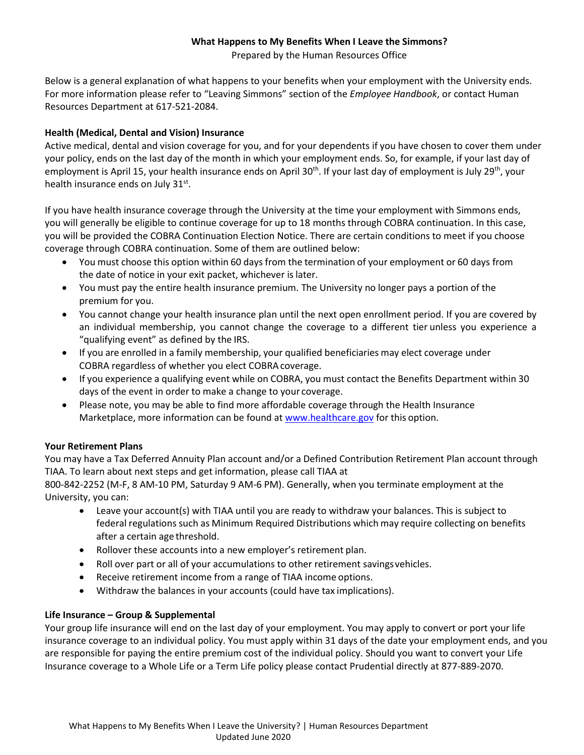# What Happens to My Benefits When I Leave the Simmons?

Prepared by the Human Resources Office

Below is a general explanation of what happens to your benefits when your employment with the University ends. For more information please refer to "Leaving Simmons" section of the *Employee Handbook*, or contact Human Resources Department at 617-521-2084.

**Health (Medical, Dental and Vision) Insurance**

Active medical, dental and vision coverage for you, and for your dependents if you have chosen to cover them under your policy, ends on the last day of the month in which your employment ends. So, for example, if your last day of employment is April 15, your health insurance ends on April 30th. If your last day of employment is July 29th, your health insurance ends on July 31st.

If you have health insurance coverage through the University at the time your employment with Simmons ends, you will generally be eligible to continue coverage for up to 18 months through COBRA continuation. In this case, you will be provided the COBRA Continuation Election Notice. There are certain conditions to meet if you choose coverage through COBRA continuation. Some of them are outlined below:

- You must choose this option within 60 days from the termination of your employment or 60 days from the date of notice in your exit packet, whichever is later.
- You must pay the entire health insurance premium. The University no longer pays a portion of the premium for you.
- You cannot change your health insurance plan until the next open enrollment period. If you are covered by an individual membership, you cannot change the coverage to a different tier unless you experience a "qualifying event" as defined by the IRS.
- If you are enrolled in a family membership, your qualified beneficiaries may elect coverage under COBRA regardless of whether you elect COBRA coverage.
- If you experience a qualifying event while on COBRA, you must contact the Benefits Department within 30 days of the event in order to make a change to your coverage.
- Please note, you may be able to find more affordable coverage through the Health Insurance Marketplace, more information can be found at [www.healthcare.gov](http://www.healthcare.gov) for this option.

**Your Retirement Plans**

You may have a Tax Deferred Annuity Plan account and/or a Defined Contribution Retirement Plan account through TIAA. To learn about next steps and get information, please call TIAA at 800-842-2252 (M-F, 8 AM-10 PM, Saturday 9 AM-6 PM). Generally, when you terminate employment at the University, you can:

- Leave your account(s) with TIAA until you are ready to withdraw your balances. This is subject to federal regulations such as Minimum Required Distributions which may require collecting on benefits after a certain age threshold.
- Rollover these accounts into a new employer's retirement plan.
- Roll over part or all of your accumulations to other retirement savings vehicles.
- Receive retirement income from a range of TIAA income options.
- Withdraw the balances in your accounts (could have tax implications).

**Life Insurance – Group & Supplemental**

Your group life insurance will end on the last day of your employment. You may apply to convert or port your life insurance coverage to an individual policy. You must apply within 31 days of the date your employment ends, and you are responsible for paying the entire premium cost of the individual policy. Should you want to convert your Life Insurance coverage to a Whole Life or a Term Life policy please contact Prudential directly at 877-889-2070.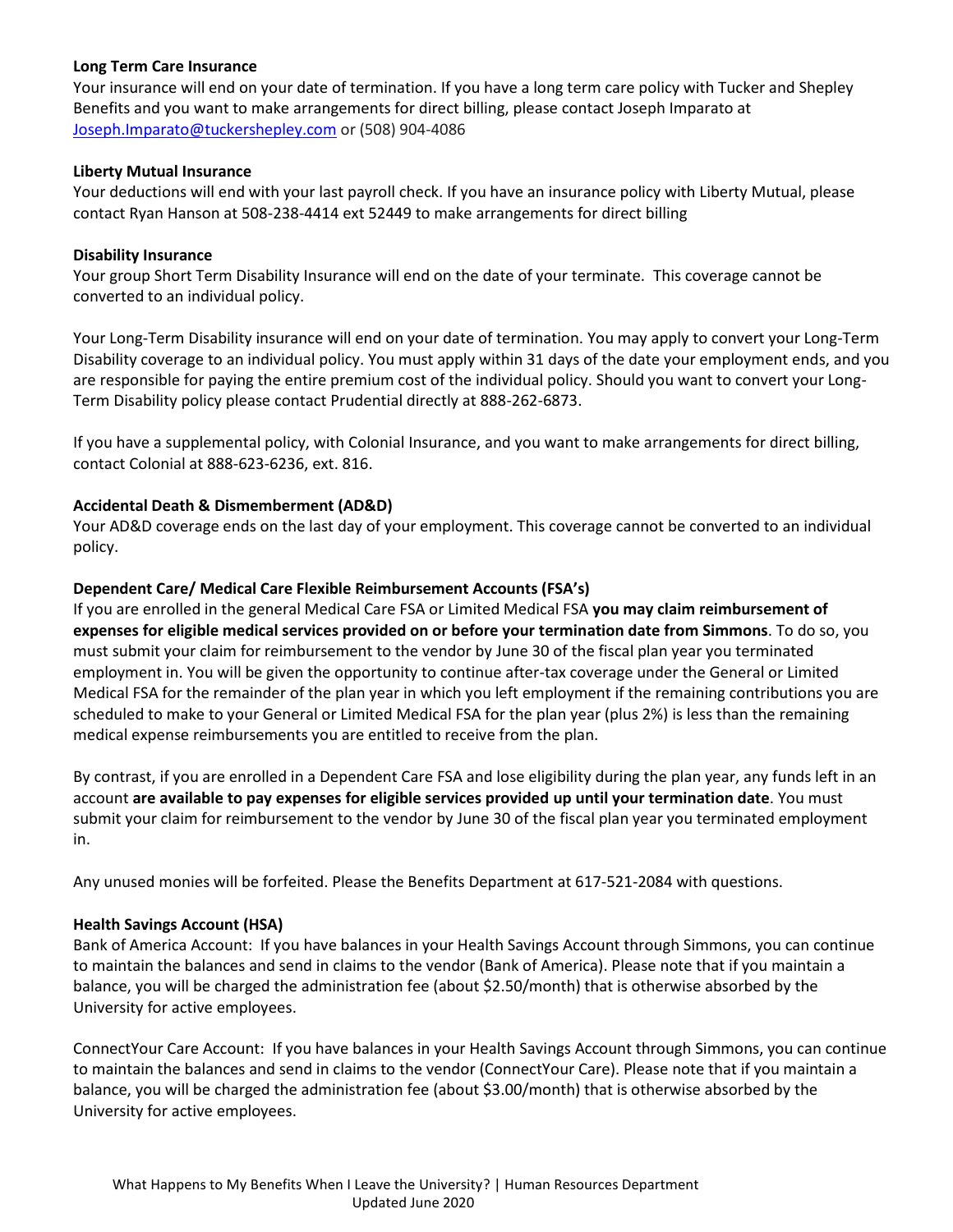**Long Term Care Insurance**

Your insurance will end on your date of termination. If you have a long term care policy with Tucker and Shepley Benefits and you want to make arrangements for direct billing, please contact Joseph Imparato at Joseph.Imparato@tuckershepley.com or (508) 904-4086

**Liberty Mutual Insurance**

Your deductions will end with your last payroll check. If you have an insurance policy with Liberty Mutual, please contact Ryan Hanson at 508-238-4414 ext 52449 to make arrangements for direct billing

**Disability Insurance**

Your group Short Term Disability Insurance will end on the date of your terminate. This coverage cannot be converted to an individual policy.

Your Long-Term Disability insurance will end on your date of termination. You may apply to convert your Long-Term Disability coverage to an individual policy. You must apply within 31 days of the date your employment ends, and you are responsible for paying the entire premium cost of the individual policy. Should you want to convert your Long-Term Disability policy please contact Prudential directly at 888-262-6873.

If you have a supplemental policy, with Colonial Insurance, and you want to make arrangements for direct billing, contact Colonial at 888-623-6236, ext. 816.

**Accidental Death & Dismemberment (AD&D)**

Your AD&D coverage ends on the last day of your employment. This coverage cannot be converted to an individual policy.

**Dependent Care/ Medical Care Flexible Reimbursement Accounts (FSA's)**

If you are enrolled in the general Medical Care FSA or Limited Medical FSA **you may claim reimbursement of expenses for eligible medical services provided on or before your termination date from Simmons**. To do so, you must submit your claim for reimbursement to the vendor by June 30 of the fiscal plan year you terminated employment in. You will be given the opportunity to continue after-tax coverage under the General or Limited Medical FSA for the remainder of the plan year in which you left employment if the remaining contributions you are scheduled to make to your General or Limited Medical FSA for the plan year (plus 2%) is less than the remaining medical expense reimbursements you are entitled to receive from the plan.

By contrast, if you are enrolled in a Dependent Care FSA and lose eligibility during the plan year, any funds left in an account **are available to pay expenses for eligible services provided up until your termination date**. You must submit your claim for reimbursement to the vendor by June 30 of the fiscal plan year you terminated employment in.

Any unused monies will be forfeited. Please the Benefits Department at 617-521-2084 with questions.

**Health Savings Account (HSA)**

Bank of America Account: If you have balances in your Health Savings Account through Simmons, you can continue to maintain the balances and send in claims to the vendor (Bank of America). Please note that if you maintain a balance, you will be charged the administration fee (about $2.50/month) that is otherwise absorbed by the University for active employees.

ConnectYour Care Account: If you have balances in your Health Savings Account through Simmons, you can continue to maintain the balances and send in claims to the vendor (ConnectYour Care). Please note that if you maintain a balance, you will be charged the administration fee (about $3.00/month) that is otherwise absorbed by the University for active employees.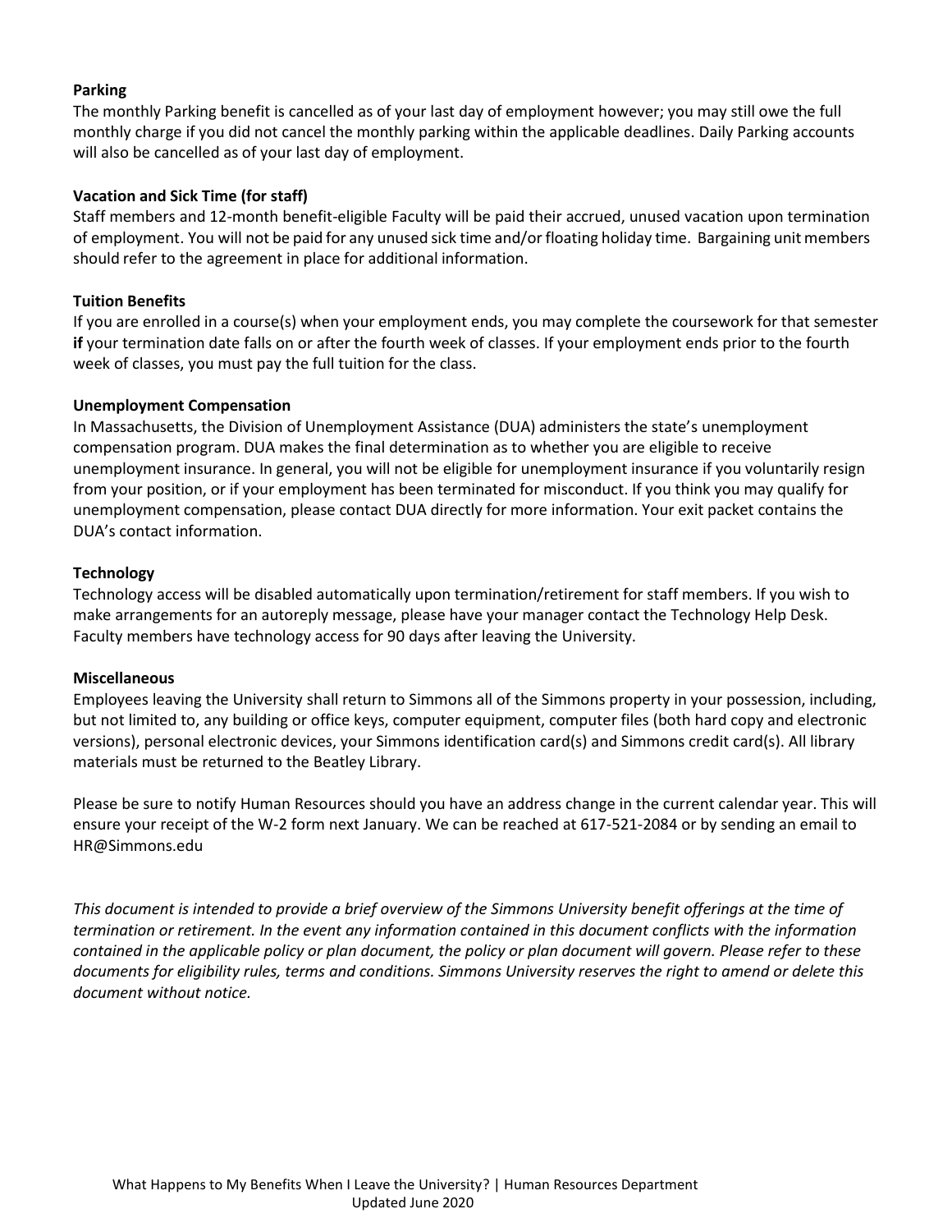**Parking**

The monthly Parking benefit is cancelled as of your last day of employment however; you may still owe the full monthly charge if you did not cancel the monthly parking within the applicable deadlines. Daily Parking accounts will also be cancelled as of your last day of employment.

**Vacation and Sick Time (for staff)**

Staff members and 12-month benefit-eligible Faculty will be paid their accrued, unused vacation upon termination of employment. You will not be paid for any unused sick time and/or floating holiday time. Bargaining unit members should refer to the agreement in place for additional information.

**Tuition Benefits**

If you are enrolled in a course(s) when your employment ends, you may complete the coursework for that semester **if** your termination date falls on or after the fourth week of classes. If your employment ends prior to the fourth week of classes, you must pay the full tuition for the class.

**Unemployment Compensation**

In Massachusetts, the Division of Unemployment Assistance (DUA) administers the state's unemployment compensation program. DUA makes the final determination as to whether you are eligible to receive unemployment insurance. In general, you will not be eligible for unemployment insurance if you voluntarily resign from your position, or if your employment has been terminated for misconduct. If you think you may qualify for unemployment compensation, please contact DUA directly for more information. Your exit packet contains the DUA's contact information.

**Technology**

Technology access will be disabled automatically upon termination/retirement for staff members. If you wish to make arrangements for an autoreply message, please have your manager contact the Technology Help Desk. Faculty members have technology access for 90 days after leaving the University.

**Miscellaneous**

Employees leaving the University shall return to Simmons all of the Simmons property in your possession, including, but not limited to, any building or office keys, computer equipment, computer files (both hard copy and electronic versions), personal electronic devices, your Simmons identification card(s) and Simmons credit card(s). All library materials must be returned to the Beatley Library.

Please be sure to notify Human Resources should you have an address change in the current calendar year. This will ensure your receipt of the W-2 form next January. We can be reached at 617-521-2084 or by sending an email to HR@Simmons.edu

*This document is intended to provide a brief overview of the Simmons University benefit offerings at the time of termination or retirement. In the event any information contained in this document conflicts with the information contained in the applicable policy or plan document, the policy or plan document will govern. Please refer to these documents for eligibility rules, terms and conditions. Simmons University reserves the right to amend or delete this document without notice.*